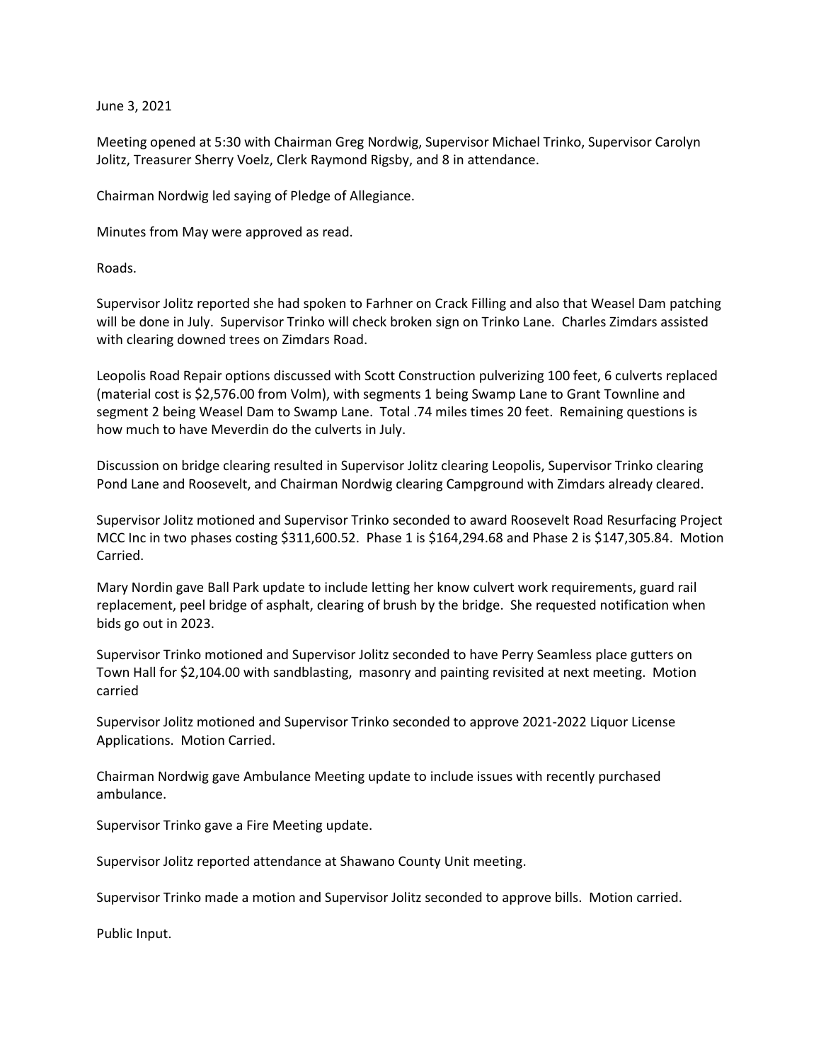June 3, 2021

Meeting opened at 5:30 with Chairman Greg Nordwig, Supervisor Michael Trinko, Supervisor Carolyn Jolitz, Treasurer Sherry Voelz, Clerk Raymond Rigsby, and 8 in attendance.

Chairman Nordwig led saying of Pledge of Allegiance.

Minutes from May were approved as read.

Roads.

Supervisor Jolitz reported she had spoken to Farhner on Crack Filling and also that Weasel Dam patching will be done in July. Supervisor Trinko will check broken sign on Trinko Lane. Charles Zimdars assisted with clearing downed trees on Zimdars Road.

Leopolis Road Repair options discussed with Scott Construction pulverizing 100 feet, 6 culverts replaced (material cost is $2,576.00 from Volm), with segments 1 being Swamp Lane to Grant Townline and segment 2 being Weasel Dam to Swamp Lane. Total .74 miles times 20 feet. Remaining questions is how much to have Meverdin do the culverts in July.

Discussion on bridge clearing resulted in Supervisor Jolitz clearing Leopolis, Supervisor Trinko clearing Pond Lane and Roosevelt, and Chairman Nordwig clearing Campground with Zimdars already cleared.

Supervisor Jolitz motioned and Supervisor Trinko seconded to award Roosevelt Road Resurfacing Project MCC Inc in two phases costing $311,600.52. Phase 1 is $164,294.68 and Phase 2 is $147,305.84. Motion Carried.

Mary Nordin gave Ball Park update to include letting her know culvert work requirements, guard rail replacement, peel bridge of asphalt, clearing of brush by the bridge. She requested notification when bids go out in 2023.

Supervisor Trinko motioned and Supervisor Jolitz seconded to have Perry Seamless place gutters on Town Hall for $2,104.00 with sandblasting, masonry and painting revisited at next meeting. Motion carried

Supervisor Jolitz motioned and Supervisor Trinko seconded to approve 2021-2022 Liquor License Applications. Motion Carried.

Chairman Nordwig gave Ambulance Meeting update to include issues with recently purchased ambulance.

Supervisor Trinko gave a Fire Meeting update.

Supervisor Jolitz reported attendance at Shawano County Unit meeting.

Supervisor Trinko made a motion and Supervisor Jolitz seconded to approve bills. Motion carried.

Public Input.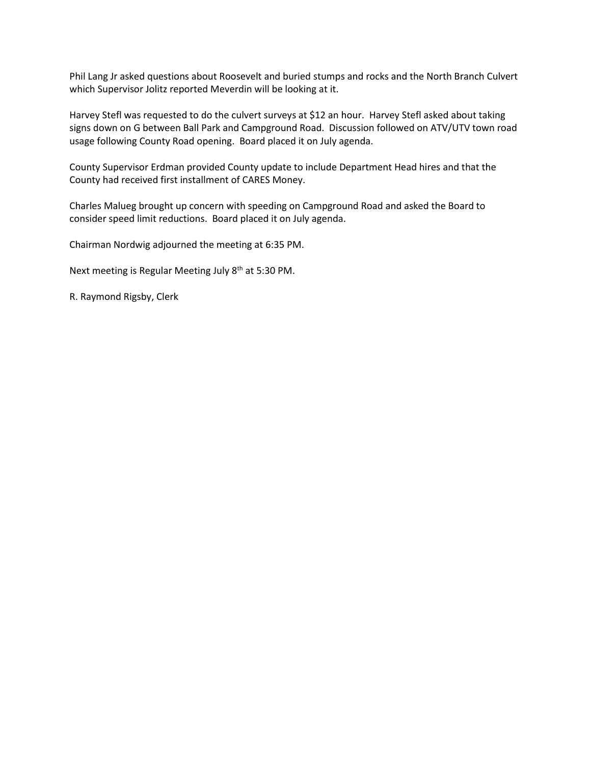Phil Lang Jr asked questions about Roosevelt and buried stumps and rocks and the North Branch Culvert which Supervisor Jolitz reported Meverdin will be looking at it.

Harvey Stefl was requested to do the culvert surveys at $12 an hour. Harvey Stefl asked about taking signs down on G between Ball Park and Campground Road. Discussion followed on ATV/UTV town road usage following County Road opening. Board placed it on July agenda.

County Supervisor Erdman provided County update to include Department Head hires and that the County had received first installment of CARES Money.

Charles Malueg brought up concern with speeding on Campground Road and asked the Board to consider speed limit reductions. Board placed it on July agenda.

Chairman Nordwig adjourned the meeting at 6:35 PM.

Next meeting is Regular Meeting July 8th at 5:30 PM.

R. Raymond Rigsby, Clerk